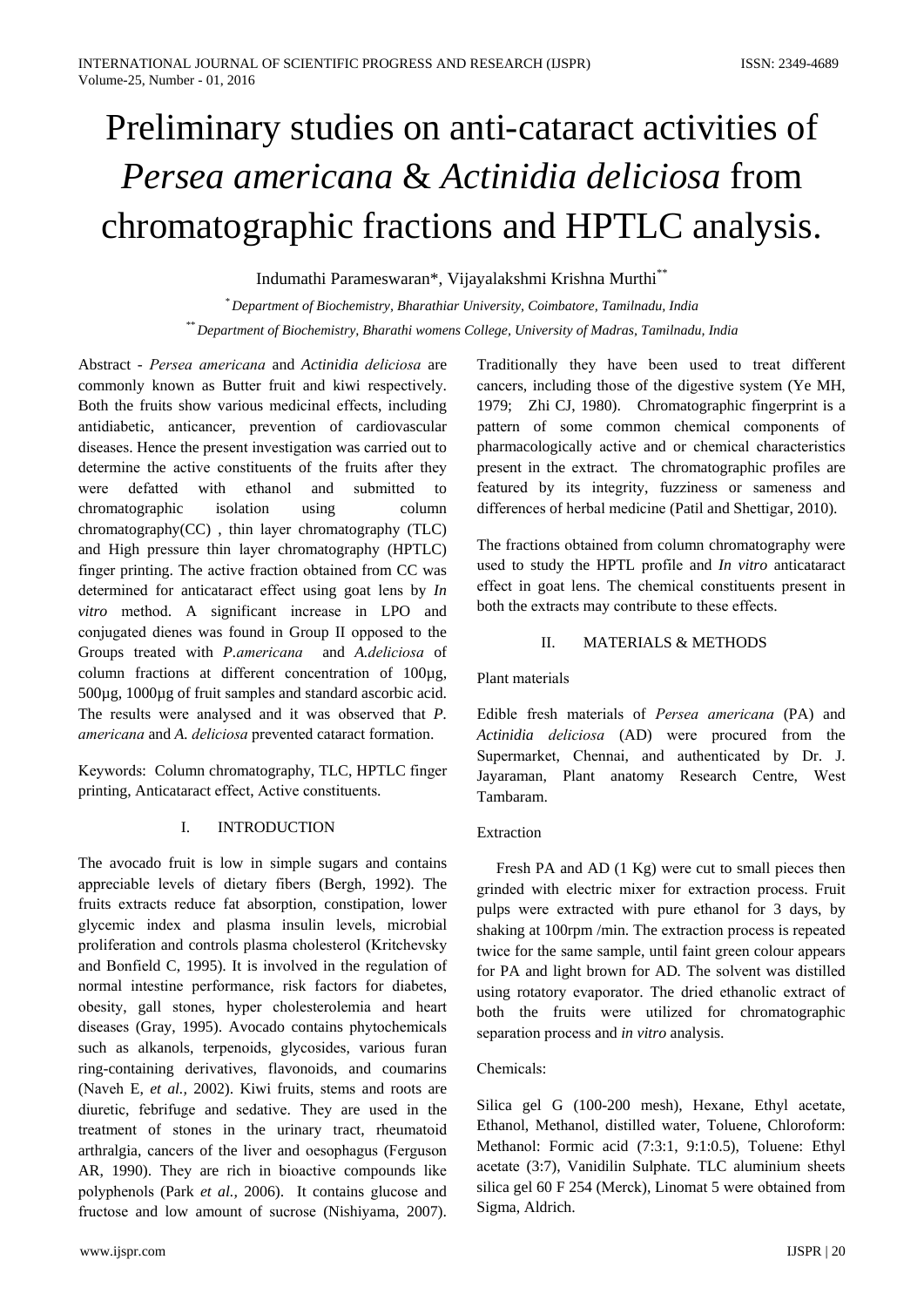# Preliminary studies on anti-cataract activities of *Persea americana* & *Actinidia deliciosa* from chromatographic fractions and HPTLC analysis.

Indumathi Parameswaran*, Vijayalakshmi Krishna Murthi**

* *Department of Biochemistry, Bharathiar University, Coimbatore, Tamilnadu, India*

** *Department of Biochemistry, Bharathi womens College, University of Madras, Tamilnadu, India*

Abstract - *Persea americana* and *Actinidia deliciosa* are commonly known as Butter fruit and kiwi respectively. Both the fruits show various medicinal effects, including antidiabetic, anticancer, prevention of cardiovascular diseases. Hence the present investigation was carried out to determine the active constituents of the fruits after they were defatted with ethanol and submitted to chromatographic isolation using column chromatography(CC) , thin layer chromatography (TLC) and High pressure thin layer chromatography (HPTLC) finger printing. The active fraction obtained from CC was determined for anticataract effect using goat lens by *In vitro* method. A significant increase in LPO and conjugated dienes was found in Group II opposed to the Groups treated with *P.americana* and *A.deliciosa* of column fractions at different concentration of 100µg, 500µg, 1000µg of fruit samples and standard ascorbic acid. The results were analysed and it was observed that *P. americana* and *A. deliciosa* prevented cataract formation.

Keywords: Column chromatography, TLC, HPTLC finger printing, Anticataract effect, Active constituents.

## I. INTRODUCTION

The avocado fruit is low in simple sugars and contains appreciable levels of dietary fibers (Bergh, 1992). The fruits extracts reduce fat absorption, constipation, lower glycemic index and plasma insulin levels, microbial proliferation and controls plasma cholesterol (Kritchevsky and Bonfield C, 1995). It is involved in the regulation of normal intestine performance, risk factors for diabetes, obesity, gall stones, hyper cholesterolemia and heart diseases (Gray, 1995). Avocado contains phytochemicals such as alkanols, terpenoids, glycosides, various furan ring-containing derivatives, flavonoids, and coumarins (Naveh E, *et al.,* 2002). Kiwi fruits, stems and roots are diuretic, febrifuge and sedative. They are used in the treatment of stones in the urinary tract, rheumatoid arthralgia, cancers of the liver and oesophagus (Ferguson AR, 1990). They are rich in bioactive compounds like polyphenols (Park *et al.,* 2006). It contains glucose and fructose and low amount of sucrose (Nishiyama, 2007). Traditionally they have been used to treat different cancers, including those of the digestive system (Ye MH, 1979; Zhi CJ, 1980). Chromatographic fingerprint is a pattern of some common chemical components of pharmacologically active and or chemical characteristics present in the extract. The chromatographic profiles are featured by its integrity, fuzziness or sameness and differences of herbal medicine (Patil and Shettigar, 2010).

The fractions obtained from column chromatography were used to study the HPTL profile and *In vitro* anticataract effect in goat lens. The chemical constituents present in both the extracts may contribute to these effects.

## II. MATERIALS & METHODS

Plant materials

Edible fresh materials of *Persea americana* (PA) and *Actinidia deliciosa* (AD) were procured from the Supermarket, Chennai, and authenticated by Dr. J. Jayaraman, Plant anatomy Research Centre, West Tambaram.

Extraction

Fresh PA and AD (1 Kg) were cut to small pieces then grinded with electric mixer for extraction process. Fruit pulps were extracted with pure ethanol for 3 days, by shaking at 100rpm /min. The extraction process is repeated twice for the same sample, until faint green colour appears for PA and light brown for AD. The solvent was distilled using rotatory evaporator. The dried ethanolic extract of both the fruits were utilized for chromatographic separation process and *in vitro* analysis.

Chemicals:

Silica gel G (100-200 mesh), Hexane, Ethyl acetate, Ethanol, Methanol, distilled water, Toluene, Chloroform: Methanol: Formic acid (7:3:1, 9:1:0.5), Toluene: Ethyl acetate (3:7), Vanidilin Sulphate. TLC aluminium sheets silica gel 60 F 254 (Merck), Linomat 5 were obtained from Sigma, Aldrich.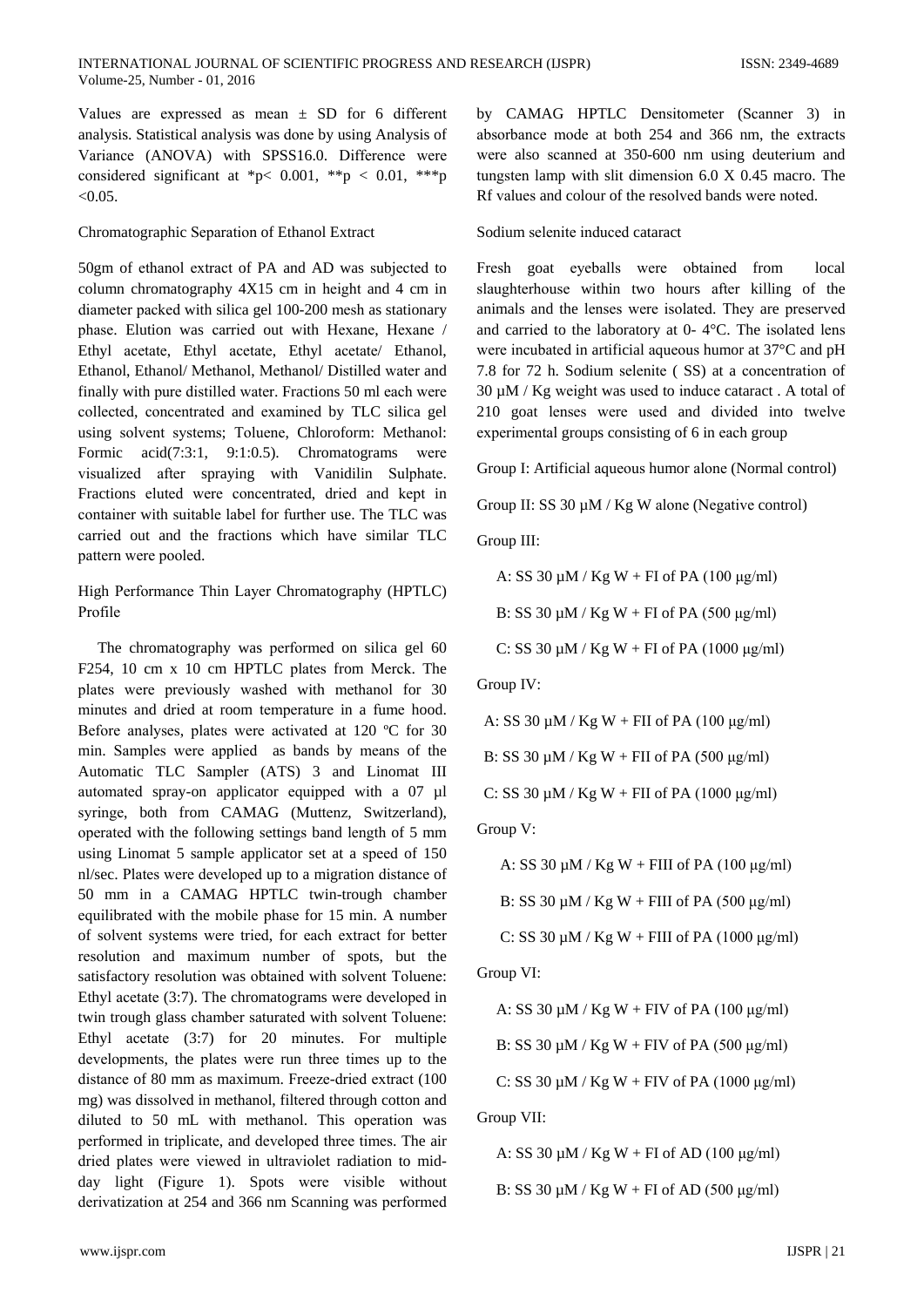Values are expressed as mean ± SD for 6 different analysis. Statistical analysis was done by using Analysis of Variance (ANOVA) with SPSS16.0. Difference were considered significant at *p< 0.001, **p < 0.01, ***p <0.05.

Chromatographic Separation of Ethanol Extract

50gm of ethanol extract of PA and AD was subjected to column chromatography 4X15 cm in height and 4 cm in diameter packed with silica gel 100-200 mesh as stationary phase. Elution was carried out with Hexane, Hexane / Ethyl acetate, Ethyl acetate, Ethyl acetate/ Ethanol, Ethanol, Ethanol/ Methanol, Methanol/ Distilled water and finally with pure distilled water. Fractions 50 ml each were collected, concentrated and examined by TLC silica gel using solvent systems; Toluene, Chloroform: Methanol: Formic acid(7:3:1, 9:1:0.5). Chromatograms were visualized after spraying with Vanidilin Sulphate. Fractions eluted were concentrated, dried and kept in container with suitable label for further use. The TLC was carried out and the fractions which have similar TLC pattern were pooled.

High Performance Thin Layer Chromatography (HPTLC) Profile

The chromatography was performed on silica gel 60 F254, 10 cm x 10 cm HPTLC plates from Merck. The plates were previously washed with methanol for 30 minutes and dried at room temperature in a fume hood. Before analyses, plates were activated at 120 ºC for 30 min. Samples were applied as bands by means of the Automatic TLC Sampler (ATS) 3 and Linomat III automated spray-on applicator equipped with a 07 µl syringe, both from CAMAG (Muttenz, Switzerland), operated with the following settings band length of 5 mm using Linomat 5 sample applicator set at a speed of 150 nl/sec. Plates were developed up to a migration distance of 50 mm in a CAMAG HPTLC twin-trough chamber equilibrated with the mobile phase for 15 min. A number of solvent systems were tried, for each extract for better resolution and maximum number of spots, but the satisfactory resolution was obtained with solvent Toluene: Ethyl acetate (3:7). The chromatograms were developed in twin trough glass chamber saturated with solvent Toluene: Ethyl acetate (3:7) for 20 minutes. For multiple developments, the plates were run three times up to the distance of 80 mm as maximum. Freeze-dried extract (100 mg) was dissolved in methanol, filtered through cotton and diluted to 50 mL with methanol. This operation was performed in triplicate, and developed three times. The air dried plates were viewed in ultraviolet radiation to mid-day light (Figure 1). Spots were visible without derivatization at 254 and 366 nm Scanning was performed by CAMAG HPTLC Densitometer (Scanner 3) in absorbance mode at both 254 and 366 nm, the extracts were also scanned at 350-600 nm using deuterium and tungsten lamp with slit dimension 6.0 X 0.45 macro. The Rf values and colour of the resolved bands were noted.

Sodium selenite induced cataract

Fresh goat eyeballs were obtained from local slaughterhouse within two hours after killing of the animals and the lenses were isolated. They are preserved and carried to the laboratory at 0- 4°C. The isolated lens were incubated in artificial aqueous humor at 37°C and pH 7.8 for 72 h. Sodium selenite ( SS) at a concentration of 30 µM / Kg weight was used to induce cataract . A total of 210 goat lenses were used and divided into twelve experimental groups consisting of 6 in each group

Group I: Artificial aqueous humor alone (Normal control)

Group II: SS 30 µM / Kg W alone (Negative control)

Group III:

A: SS 30 µM / Kg W + FI of PA (100 µg/ml)

B: SS 30 µM / Kg W + FI of PA (500 µg/ml)

C: SS 30 µM / Kg W + FI of PA (1000 µg/ml)

Group IV:

A: SS 30 µM / Kg W + FII of PA (100 µg/ml)

B: SS 30 µM / Kg W + FII of PA (500 µg/ml)

C: SS 30 µM / Kg W + FII of PA (1000 µg/ml)

Group V:

A: SS 30 µM / Kg W + FIII of PA (100 µg/ml)

B: SS 30 µM / Kg W + FIII of PA (500 µg/ml)

C: SS 30 µM / Kg W + FIII of PA (1000 µg/ml)

Group VI:

A: SS 30 µM / Kg W + FIV of PA (100 µg/ml)

B: SS 30 µM / Kg W + FIV of PA (500 µg/ml)

C: SS 30 µM / Kg W + FIV of PA (1000 µg/ml)

Group VII:

A: SS 30 µM / Kg W + FI of AD (100 µg/ml)

B: SS 30 µM / Kg W + FI of AD (500 µg/ml)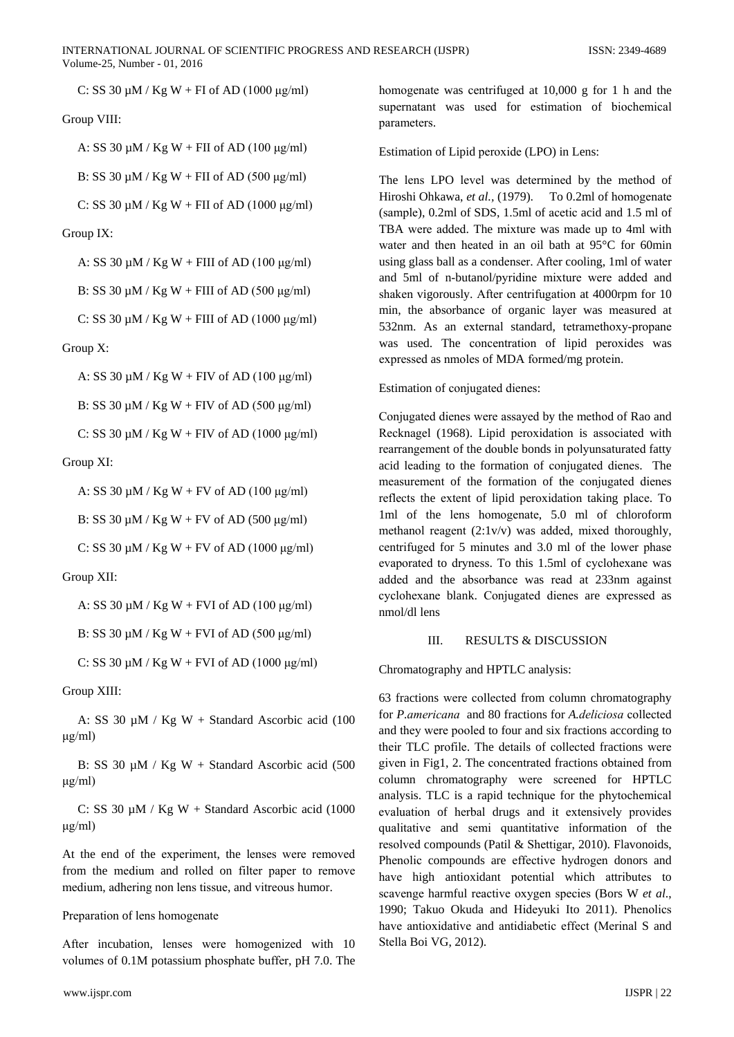C: SS 30 μM / Kg W + FI of AD (1000 μg/ml)

Group VIII:

A: SS 30 μM / Kg W + FII of AD (100 μg/ml)

B: SS 30 μM / Kg W + FII of AD (500 μg/ml)

C: SS 30 μM / Kg W + FII of AD (1000 μg/ml)

Group IX:

A: SS 30 μM / Kg W + FIII of AD (100 μg/ml)

B: SS 30 μM / Kg W + FIII of AD (500 μg/ml)

C: SS 30 μM / Kg W + FIII of AD (1000 μg/ml)

Group X:

A: SS 30 μM / Kg W + FIV of AD (100 μg/ml)

B: SS 30 μM / Kg W + FIV of AD (500 μg/ml)

C: SS 30 μM / Kg W + FIV of AD (1000 μg/ml)

Group XI:

A: SS 30 μM / Kg W + FV of AD (100 μg/ml)

B: SS 30 μM / Kg W + FV of AD (500 μg/ml)

C: SS 30 μM / Kg W + FV of AD (1000 μg/ml)

Group XII:

A: SS 30 μM / Kg W + FVI of AD (100 μg/ml)

B: SS 30 μM / Kg W + FVI of AD (500 μg/ml)

C: SS 30 μM / Kg W + FVI of AD (1000 μg/ml)

Group XIII:

A: SS 30 μM / Kg W + Standard Ascorbic acid (100 μg/ml)

B: SS 30 μM / Kg W + Standard Ascorbic acid (500 μg/ml)

C: SS 30 μM / Kg W + Standard Ascorbic acid (1000 μg/ml)

At the end of the experiment, the lenses were removed from the medium and rolled on filter paper to remove medium, adhering non lens tissue, and vitreous humor.

Preparation of lens homogenate

After incubation, lenses were homogenized with 10 volumes of 0.1M potassium phosphate buffer, pH 7.0. The homogenate was centrifuged at 10,000 g for 1 h and the supernatant was used for estimation of biochemical parameters.

Estimation of Lipid peroxide (LPO) in Lens:

The lens LPO level was determined by the method of Hiroshi Ohkawa, *et al.*, (1979). To 0.2ml of homogenate (sample), 0.2ml of SDS, 1.5ml of acetic acid and 1.5 ml of TBA were added. The mixture was made up to 4ml with water and then heated in an oil bath at 95°C for 60min using glass ball as a condenser. After cooling, 1ml of water and 5ml of n-butanol/pyridine mixture were added and shaken vigorously. After centrifugation at 4000rpm for 10 min, the absorbance of organic layer was measured at 532nm. As an external standard, tetramethoxy-propane was used. The concentration of lipid peroxides was expressed as nmoles of MDA formed/mg protein.

Estimation of conjugated dienes:

Conjugated dienes were assayed by the method of Rao and Recknagel (1968). Lipid peroxidation is associated with rearrangement of the double bonds in polyunsaturated fatty acid leading to the formation of conjugated dienes. The measurement of the formation of the conjugated dienes reflects the extent of lipid peroxidation taking place. To 1ml of the lens homogenate, 5.0 ml of chloroform methanol reagent (2:1v/v) was added, mixed thoroughly, centrifuged for 5 minutes and 3.0 ml of the lower phase evaporated to dryness. To this 1.5ml of cyclohexane was added and the absorbance was read at 233nm against cyclohexane blank. Conjugated dienes are expressed as nmol/dl lens

## III. RESULTS & DISCUSSION

Chromatography and HPTLC analysis:

63 fractions were collected from column chromatography for *P.americana* and 80 fractions for *A.deliciosa* collected and they were pooled to four and six fractions according to their TLC profile. The details of collected fractions were given in Fig1, 2. The concentrated fractions obtained from column chromatography were screened for HPTLC analysis. TLC is a rapid technique for the phytochemical evaluation of herbal drugs and it extensively provides qualitative and semi quantitative information of the resolved compounds (Patil & Shettigar, 2010). Flavonoids, Phenolic compounds are effective hydrogen donors and have high antioxidant potential which attributes to scavenge harmful reactive oxygen species (Bors W *et al.*, 1990; Takuo Okuda and Hideyuki Ito 2011). Phenolics have antioxidative and antidiabetic effect (Merinal S and Stella Boi VG, 2012).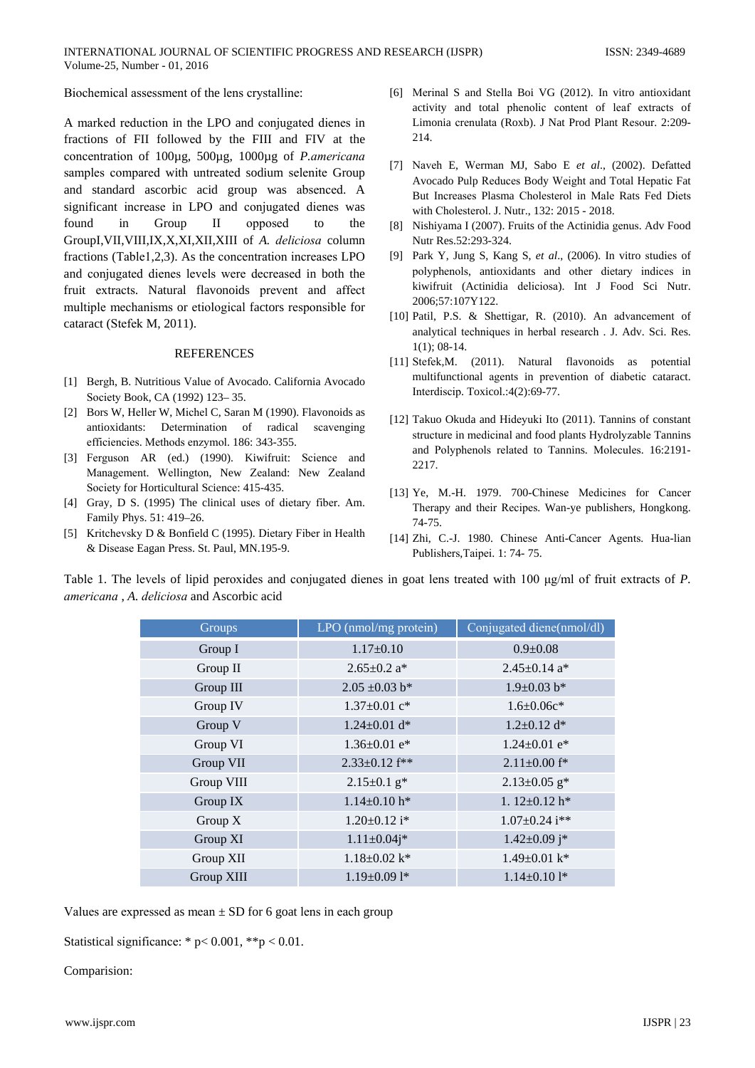Biochemical assessment of the lens crystalline:

A marked reduction in the LPO and conjugated dienes in fractions of FII followed by the FIII and FIV at the concentration of 100µg, 500µg, 1000µg of *P.americana* samples compared with untreated sodium selenite Group and standard ascorbic acid group was absenced. A significant increase in LPO and conjugated dienes was found in Group II opposed to the GroupI,VII,VIII,IX,X,XI,XII,XIII of *A. deliciosa* column fractions (Table1,2,3). As the concentration increases LPO and conjugated dienes levels were decreased in both the fruit extracts. Natural flavonoids prevent and affect multiple mechanisms or etiological factors responsible for cataract (Stefek M, 2011).

## REFERENCES

[1] Bergh, B. Nutritious Value of Avocado. California Avocado Society Book, CA (1992) 123– 35.

[2] Bors W, Heller W, Michel C, Saran M (1990). Flavonoids as antioxidants: Determination of radical scavenging efficiencies. Methods enzymol. 186: 343-355.

[3] Ferguson AR (ed.) (1990). Kiwifruit: Science and Management. Wellington, New Zealand: New Zealand Society for Horticultural Science: 415-435.

[4] Gray, D S. (1995) The clinical uses of dietary fiber. Am. Family Phys. 51: 419–26.

[5] Kritchevsky D & Bonfield C (1995). Dietary Fiber in Health & Disease Eagan Press. St. Paul, MN.195-9.

[6] Merinal S and Stella Boi VG (2012). In vitro antioxidant activity and total phenolic content of leaf extracts of Limonia crenulata (Roxb). J Nat Prod Plant Resour. 2:209-214.

[7] Naveh E, Werman MJ, Sabo E *et al*., (2002). Defatted Avocado Pulp Reduces Body Weight and Total Hepatic Fat But Increases Plasma Cholesterol in Male Rats Fed Diets with Cholesterol. J. Nutr., 132: 2015 - 2018.

[8] Nishiyama I (2007). Fruits of the Actinidia genus. Adv Food Nutr Res.52:293-324.

[9] Park Y, Jung S, Kang S, *et al*., (2006). In vitro studies of polyphenols, antioxidants and other dietary indices in kiwifruit (Actinidia deliciosa). Int J Food Sci Nutr. 2006;57:107Y122.

[10] Patil, P.S. & Shettigar, R. (2010). An advancement of analytical techniques in herbal research . J. Adv. Sci. Res. 1(1); 08-14.

[11] Stefek,M. (2011). Natural flavonoids as potential multifunctional agents in prevention of diabetic cataract. Interdiscip. Toxicol.:4(2):69-77.

[12] Takuo Okuda and Hideyuki Ito (2011). Tannins of constant structure in medicinal and food plants Hydrolyzable Tannins and Polyphenols related to Tannins. Molecules. 16:2191-2217.

[13] Ye, M.-H. 1979. 700-Chinese Medicines for Cancer Therapy and their Recipes. Wan-ye publishers, Hongkong. 74-75.

[14] Zhi, C.-J. 1980. Chinese Anti-Cancer Agents. Hua-lian Publishers,Taipei. 1: 74- 75.

Table 1. The levels of lipid peroxides and conjugated dienes in goat lens treated with 100 µg/ml of fruit extracts of *P. americana* , *A. deliciosa* and Ascorbic acid

| Groups | LPO (nmol/mg protein) | Conjugated diene(nmol/dl) |
|---|---|---|
| Group I | 1.17±0.10 | 0.9±0.08 |
| Group II | 2.65±0.2 a* | 2.45±0.14 a* |
| Group III | 2.05 ±0.03 b* | 1.9±0.03 b* |
| Group IV | 1.37±0.01 c* | 1.6±0.06c* |
| Group V | 1.24±0.01 d* | 1.2±0.12 d* |
| Group VI | 1.36±0.01 e* | 1.24±0.01 e* |
| Group VII | 2.33±0.12 f** | 2.11±0.00 f* |
| Group VIII | 2.15±0.1 g* | 2.13±0.05 g* |
| Group IX | 1.14±0.10 h* | 1. 12±0.12 h* |
| Group X | 1.20±0.12 i* | 1.07±0.24 i** |
| Group XI | 1.11±0.04j* | 1.42±0.09 j* |
| Group XII | 1.18±0.02 k* | 1.49±0.01 k* |
| Group XIII | 1.19±0.09 l* | 1.14±0.10 l* |

Values are expressed as mean ± SD for 6 goat lens in each group

Statistical significance: * $p < 0.001$, ** $p < 0.01$.

Comparision: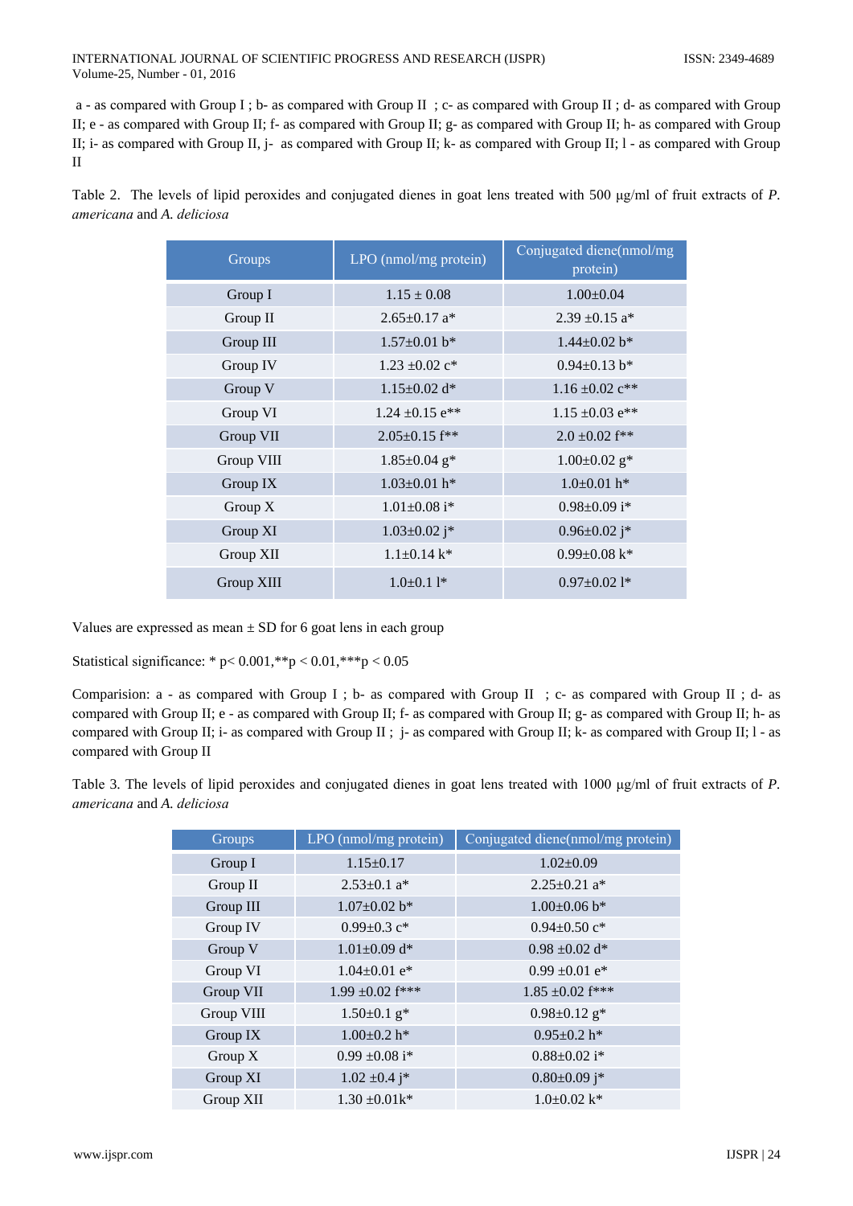a - as compared with Group I ; b- as compared with Group II ; c- as compared with Group II ; d- as compared with Group II; e - as compared with Group II; f- as compared with Group II; g- as compared with Group II; h- as compared with Group II; i- as compared with Group II, j- as compared with Group II; k- as compared with Group II; l - as compared with Group II

Table 2. The levels of lipid peroxides and conjugated dienes in goat lens treated with 500 µg/ml of fruit extracts of *P. americana* and *A. deliciosa*

| Groups | LPO (nmol/mg protein) | Conjugated diene(nmol/mg protein) |
|---|---|---|
| Group I | 1.15 ± 0.08 | 1.00±0.04 |
| Group II | 2.65±0.17 a* | 2.39 ±0.15 a* |
| Group III | 1.57±0.01 b* | 1.44±0.02 b* |
| Group IV | 1.23 ±0.02 c* | 0.94±0.13 b* |
| Group V | 1.15±0.02 d* | 1.16 ±0.02 c** |
| Group VI | 1.24 ±0.15 e** | 1.15 ±0.03 e** |
| Group VII | 2.05±0.15 f** | 2.0 ±0.02 f** |
| Group VIII | 1.85±0.04 g* | 1.00±0.02 g* |
| Group IX | 1.03±0.01 h* | 1.0±0.01 h* |
| Group X | 1.01±0.08 i* | 0.98±0.09 i* |
| Group XI | 1.03±0.02 j* | 0.96±0.02 j* |
| Group XII | 1.1±0.14 k* | 0.99±0.08 k* |
| Group XIII | 1.0±0.1 l* | 0.97±0.02 l* |

Values are expressed as mean ± SD for 6 goat lens in each group

Statistical significance: * $p < 0.001$, ** $p < 0.01$, *** $p < 0.05$

Comparision: a - as compared with Group I ; b- as compared with Group II ; c- as compared with Group II ; d- as compared with Group II; e - as compared with Group II; f- as compared with Group II; g- as compared with Group II; h- as compared with Group II; i- as compared with Group II ; j- as compared with Group II; k- as compared with Group II; l - as compared with Group II

Table 3. The levels of lipid peroxides and conjugated dienes in goat lens treated with 1000 µg/ml of fruit extracts of *P. americana* and *A. deliciosa*

| Groups | LPO (nmol/mg protein) | Conjugated diene(nmol/mg protein) |
|---|---|---|
| Group I | 1.15±0.17 | 1.02±0.09 |
| Group II | 2.53±0.1 a* | 2.25±0.21 a* |
| Group III | 1.07±0.02 b* | 1.00±0.06 b* |
| Group IV | 0.99±0.3 c* | 0.94±0.50 c* |
| Group V | 1.01±0.09 d* | 0.98 ±0.02 d* |
| Group VI | 1.04±0.01 e* | 0.99 ±0.01 e* |
| Group VII | 1.99 ±0.02 f*** | 1.85 ±0.02 f*** |
| Group VIII | 1.50±0.1 g* | 0.98±0.12 g* |
| Group IX | 1.00±0.2 h* | 0.95±0.2 h* |
| Group X | 0.99 ±0.08 i* | 0.88±0.02 i* |
| Group XI | 1.02 ±0.4 j* | 0.80±0.09 j* |
| Group XII | 1.30 ±0.01k* | 1.0±0.02 k* |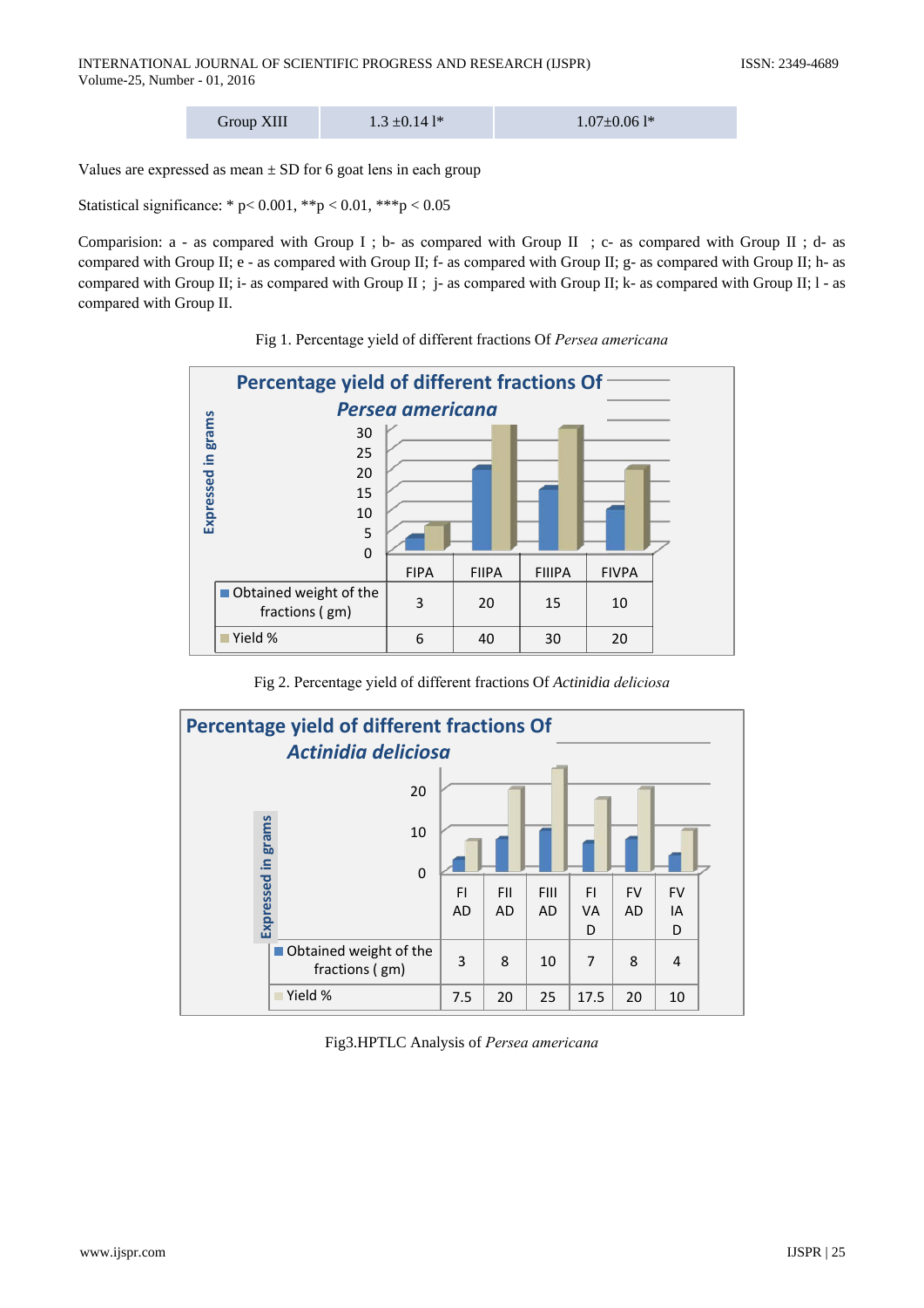| Group XIII | 1.3 ±0.14 l* | 1.07±0.06 l* |
|---|---|---|

Values are expressed as mean ± SD for 6 goat lens in each group

Statistical significance: * p< 0.001, **p < 0.01, ***p < 0.05

Comparision: a - as compared with Group I ; b- as compared with Group II ; c- as compared with Group II ; d- as compared with Group II; e - as compared with Group II; f- as compared with Group II; g- as compared with Group II; h- as compared with Group II; i- as compared with Group II ; j- as compared with Group II; k- as compared with Group II; l - as compared with Group II.

Fig 1. Percentage yield of different fractions Of *Persea americana*

**Percentage yield of different fractions Of *Persea americana***

| | FIPA | FIIPA | FIIIPA | FIVPA |
|---|---|---|---|---|
| Obtained weight of the fractions ( gm) | 3 | 20 | 15 | 10 |
| Yield % | 6 | 40 | 30 | 20 |

Fig 2. Percentage yield of different fractions Of *Actinidia deliciosa*

**Percentage yield of different fractions Of *Actinidia deliciosa***

| | FIAD | FIIAD | FIIIAD | FIVAD | FVAD | FVIAD |
|---|---|---|---|---|---|---|
| Obtained weight of the fractions ( gm) | 3 | 8 | 10 | 7 | 8 | 4 |
| Yield % | 7.5 | 20 | 25 | 17.5 | 20 | 10 |

Fig3.HPTLC Analysis of *Persea americana*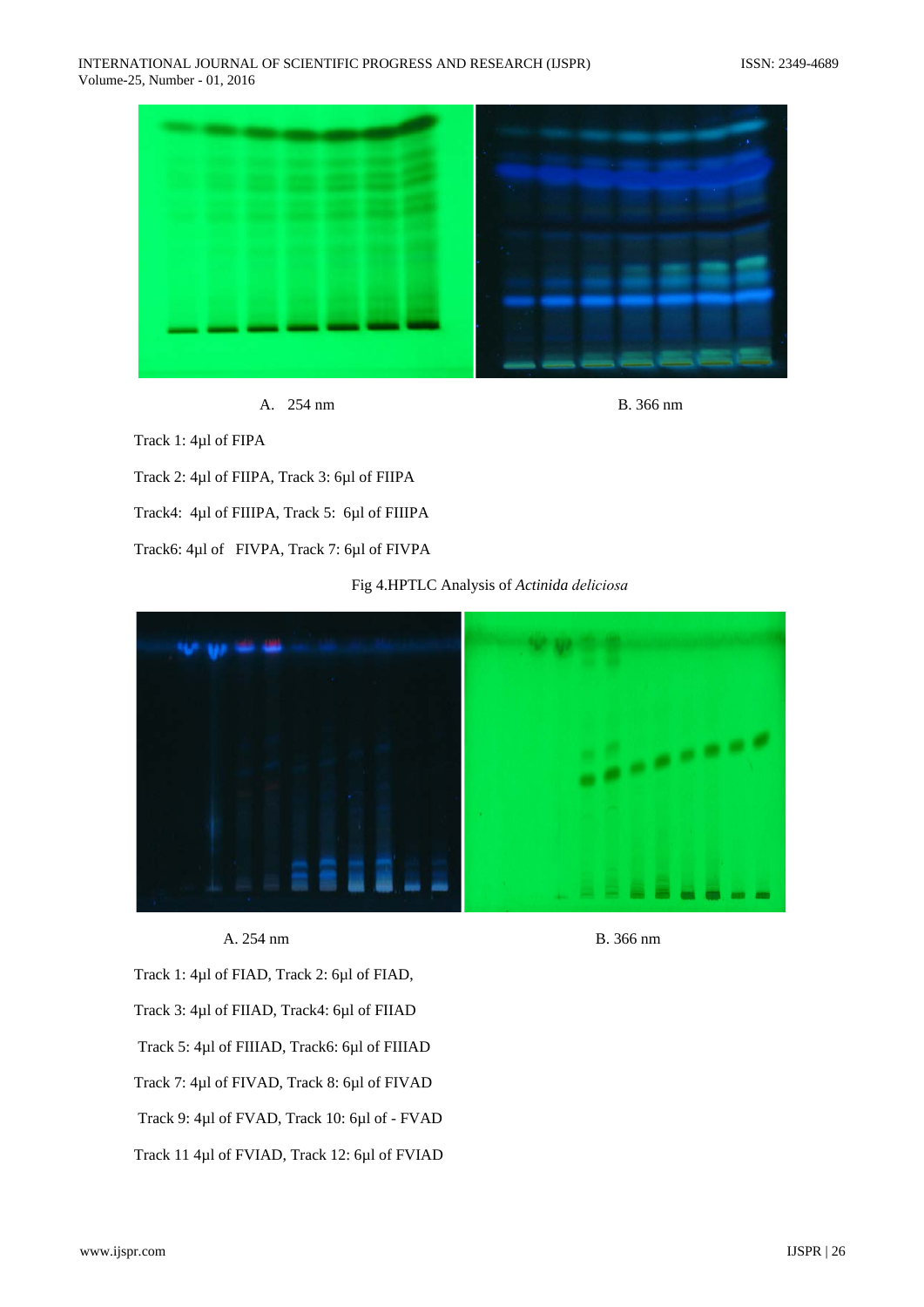A. 254 nm B. 366 nm

Track 1: 4µl of FIPA

Track 2: 4µl of FIIPA, Track 3: 6µl of FIIPA

Track4: 4µl of FIIIPA, Track 5: 6µl of FIIIPA

Track6: 4µl of FIVPA, Track 7: 6µl of FIVPA

Fig 4.HPTLC Analysis of *Actinida deliciosa*

A. 254 nm B. 366 nm

Track 1: 4µl of FIAD, Track 2: 6µl of FIAD,

Track 3: 4µl of FIIAD, Track4: 6µl of FIIAD

Track 5: 4µl of FIIIAD, Track6: 6µl of FIIIAD

Track 7: 4µl of FIVAD, Track 8: 6µl of FIVAD

Track 9: 4µl of FVAD, Track 10: 6µl of - FVAD

Track 11 4µl of FVIAD, Track 12: 6µl of FVIAD